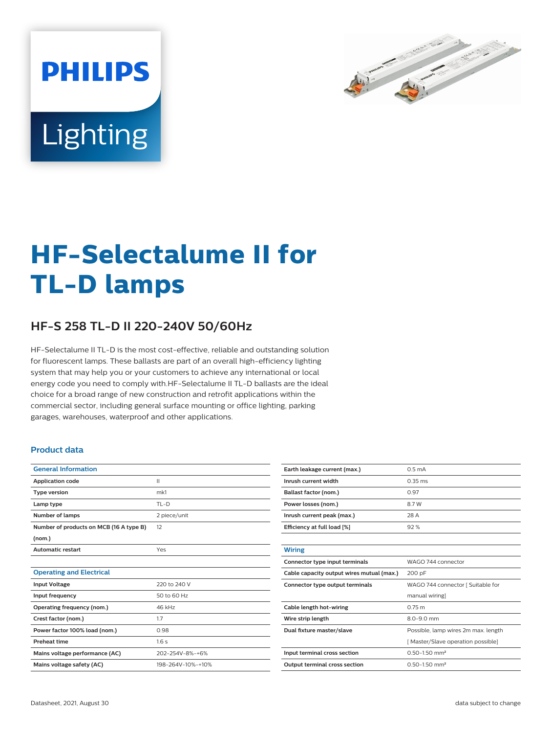PHILIPS

Lighting

# HF-Selectalume II for TL-D lamps

## HF-S 258 TL-D II 220-240V 50/60Hz

HF-Selectalume II TL-D is the most cost-effective, reliable and outstanding solution for fluorescent lamps. These ballasts are part of an overall high-efficiency lighting system that may help you or your customers to achieve any international or local energy code you need to comply with.HF-Selectalume II TL-D ballasts are the ideal choice for a broad range of new construction and retrofit applications within the commercial sector, including general surface mounting or office lighting, parking garages, warehouses, waterproof and other applications.

### Product data

| General Information | |
|---|---|
| Application code | II |
| Type version | mk1 |
| Lamp type | TL-D |
| Number of lamps | 2 piece/unit |
| Number of products on MCB (16 A type B) (nom.) | 12 |
| Automatic restart | Yes |

| Operating and Electrical | |
|---|---|
| Input Voltage | 220 to 240 V |
| Input frequency | 50 to 60 Hz |
| Operating frequency (nom.) | 46 kHz |
| Crest factor (nom.) | 1.7 |
| Power factor 100% load (nom.) | 0.98 |
| Preheat time | 1.6 s |
| Mains voltage performance (AC) | 202-254V-8%-+6% |
| Mains voltage safety (AC) | 198-264V-10%-+10% |
| Earth leakage current (max.) | 0.5 mA |
| Inrush current width | 0.35 ms |
| Ballast factor (nom.) | 0.97 |
| Power losses (nom.) | 8.7 W |
| Inrush current peak (max.) | 28 A |
| Efficiency at full load [%] | 92 % |

| Wiring | |
|---|---|
| Connector type input terminals | WAGO 744 connector |
| Cable capacity output wires mutual (max.) | 200 pF |
| Connector type output terminals | WAGO 744 connector [ Suitable for manual wiring] |
| Cable length hot-wiring | 0.75 m |
| Wire strip length | 8.0-9.0 mm |
| Dual fixture master/slave | Possible, lamp wires 2m max. length [ Master/Slave operation possible] |
| Input terminal cross section | 0.50-1.50 mm² |
| Output terminal cross section | 0.50-1.50 mm² |

Datasheet, 2021, August 30 data subject to change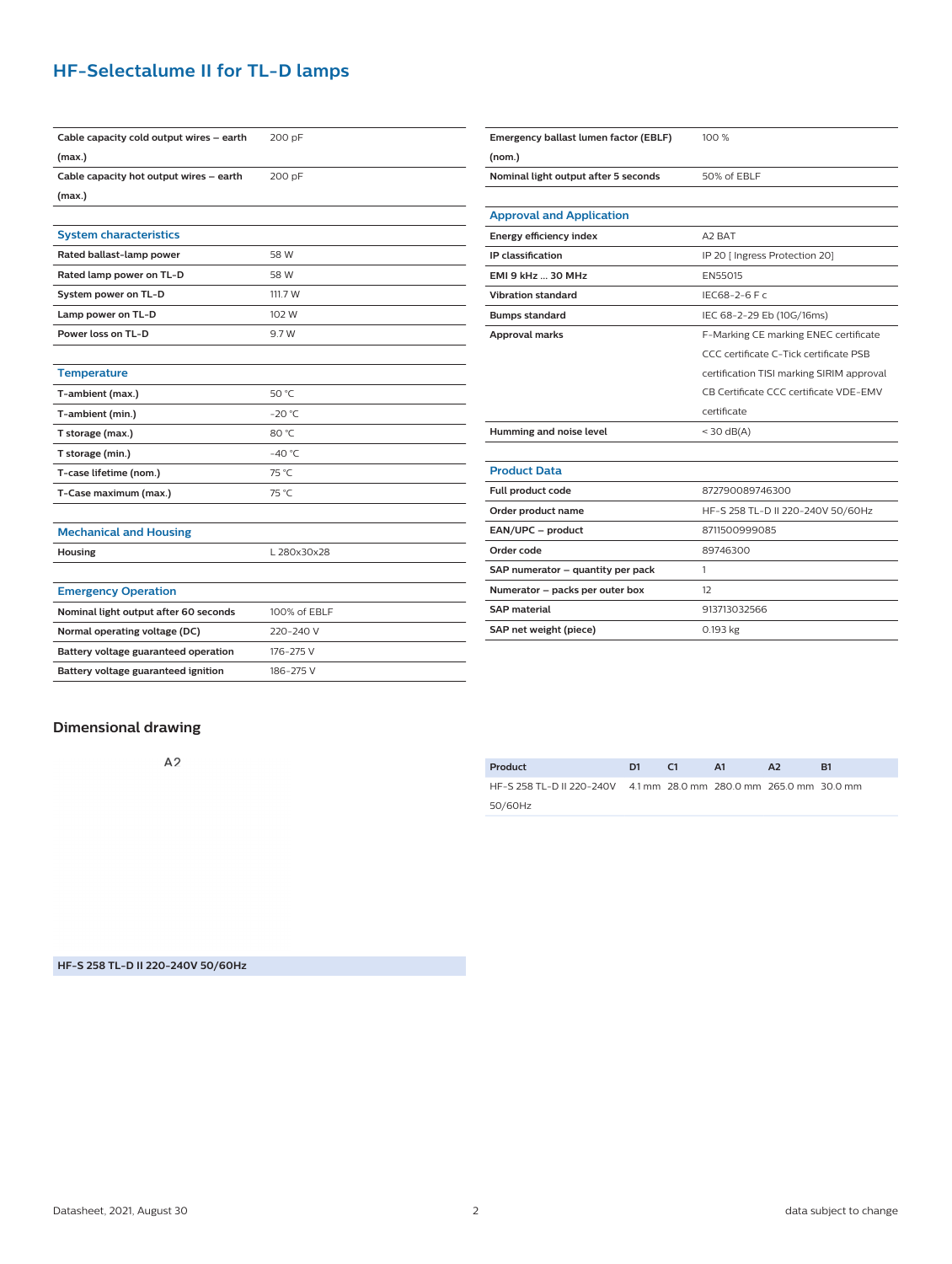## HF-Selectalume II for TL-D lamps

| | |
|---|---|
| **Cable capacity cold output wires – earth (max.)** | 200 pF |
| **Cable capacity hot output wires – earth (max.)** | 200 pF |

### System characteristics

| | |
|---|---|
| **Rated ballast-lamp power** | 58 W |
| **Rated lamp power on TL-D** | 58 W |
| **System power on TL-D** | 111.7 W |
| **Lamp power on TL-D** | 102 W |
| **Power loss on TL-D** | 9.7 W |

### Temperature

| | |
|---|---|
| **T-ambient (max.)** | 50 °C |
| **T-ambient (min.)** | -20 °C |
| **T storage (max.)** | 80 °C |
| **T storage (min.)** | -40 °C |
| **T-case lifetime (nom.)** | 75 °C |
| **T-Case maximum (max.)** | 75 °C |

### Mechanical and Housing

| | |
|---|---|
| **Housing** | L 280x30x28 |

### Emergency Operation

| | |
|---|---|
| **Nominal light output after 60 seconds** | 100% of EBLF |
| **Normal operating voltage (DC)** | 220-240 V |
| **Battery voltage guaranteed operation** | 176-275 V |
| **Battery voltage guaranteed ignition** | 186-275 V |
| **Emergency ballast lumen factor (EBLF) (nom.)** | 100 % |
| **Nominal light output after 5 seconds** | 50% of EBLF |

### Approval and Application

| | |
|---|---|
| **Energy efficiency index** | A2 BAT |
| **IP classification** | IP 20 [ Ingress Protection 20] |
| **EMI 9 kHz ... 30 MHz** | EN55015 |
| **Vibration standard** | IEC68-2-6 F c |
| **Bumps standard** | IEC 68-2-29 Eb (10G/16ms) |
| **Approval marks** | F-Marking CE marking ENEC certificate CCC certificate C-Tick certificate PSB certification TISI marking SIRIM approval CB Certificate CCC certificate VDE-EMV certificate |
| **Humming and noise level** | < 30 dB(A) |

### Product Data

| | |
|---|---|
| **Full product code** | 872790089746300 |
| **Order product name** | HF-S 258 TL-D II 220-240V 50/60Hz |
| **EAN/UPC – product** | 8711500999085 |
| **Order code** | 89746300 |
| **SAP numerator – quantity per pack** | 1 |
| **Numerator – packs per outer box** | 12 |
| **SAP material** | 913713032566 |
| **SAP net weight (piece)** | 0.193 kg |

## Dimensional drawing

A2

**HF-S 258 TL-D II 220-240V 50/60Hz**

| Product | D1 | C1 | A1 | A2 | B1 |
|---|---|---|---|---|---|
| HF-S 258 TL-D II 220-240V 50/60Hz | 4.1 mm | 28.0 mm | 280.0 mm | 265.0 mm | 30.0 mm |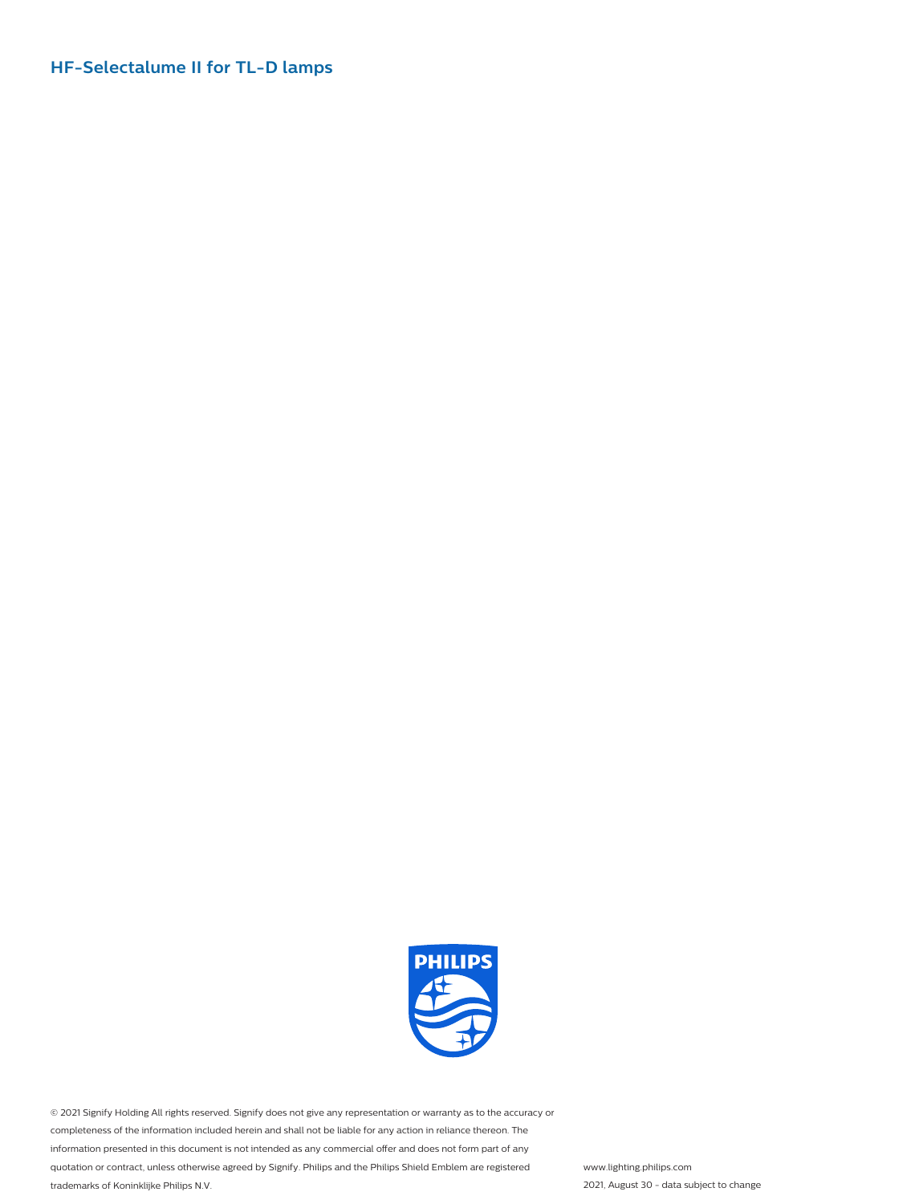© 2021 Signify Holding All rights reserved. Signify does not give any representation or warranty as to the accuracy or completeness of the information included herein and shall not be liable for any action in reliance thereon. The information presented in this document is not intended as any commercial offer and does not form part of any quotation or contract, unless otherwise agreed by Signify. Philips and the Philips Shield Emblem are registered trademarks of Koninklijke Philips N.V.